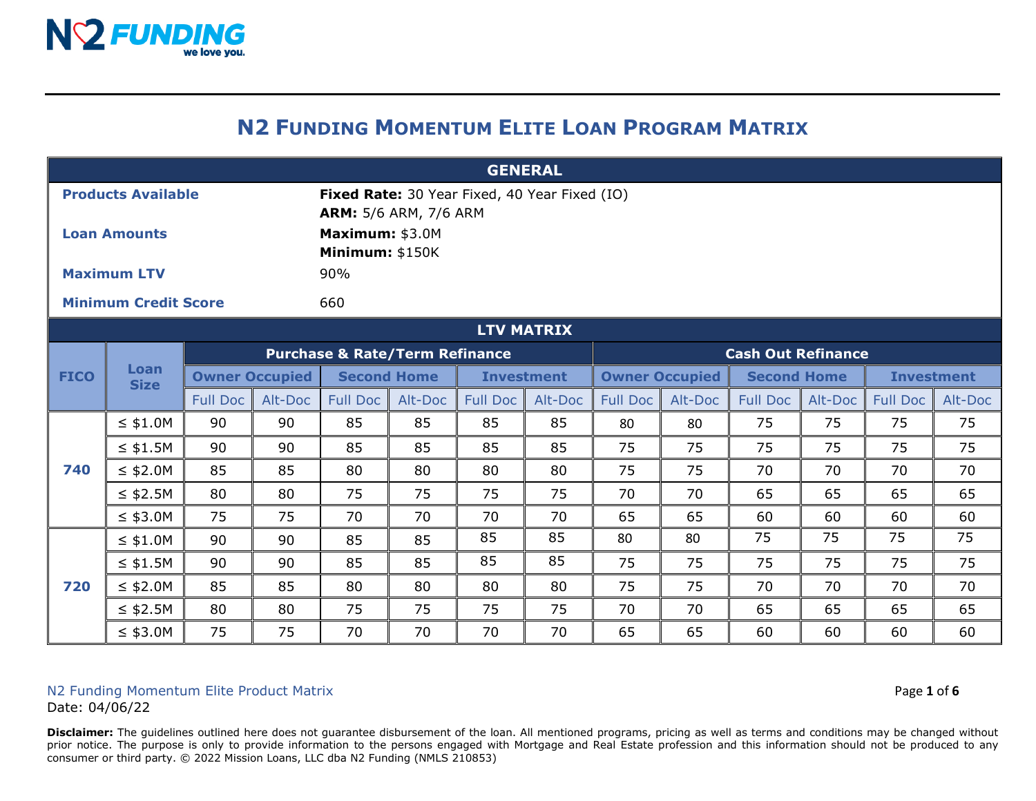# N2 Funding Momentum Elite Loan Program Matrix

| GENERAL | |
|---|---|
| **Products Available** | **Fixed Rate:** 30 Year Fixed, 40 Year Fixed (IO)<br>**ARM:** 5/6 ARM, 7/6 ARM |
| **Loan Amounts** | **Maximum:** $3.0M<br>**Minimum:** $150K |
| **Maximum LTV** | 90% |
| **Minimum Credit Score** | 660 |

**LTV MATRIX**

| FICO | Loan Size | Purchase & Rate/Term Refinance | | | | | | Cash Out Refinance | | | | | |
|---|---|---|---|---|---|---|---|---|---|---|---|---|---|
| | | Owner Occupied | | Second Home | | Investment | | Owner Occupied | | Second Home | | Investment | |
| | | Full Doc | Alt-Doc | Full Doc | Alt-Doc | Full Doc | Alt-Doc | Full Doc | Alt-Doc | Full Doc | Alt-Doc | Full Doc | Alt-Doc |
| 740 | ≤ $1.0M | 90 | 90 | 85 | 85 | 85 | 85 | 80 | 80 | 75 | 75 | 75 | 75 |
| | ≤ $1.5M | 90 | 90 | 85 | 85 | 85 | 85 | 75 | 75 | 75 | 75 | 75 | 75 |
| | ≤ $2.0M | 85 | 85 | 80 | 80 | 80 | 80 | 75 | 75 | 70 | 70 | 70 | 70 |
| | ≤ $2.5M | 80 | 80 | 75 | 75 | 75 | 75 | 70 | 70 | 65 | 65 | 65 | 65 |
| | ≤ $3.0M | 75 | 75 | 70 | 70 | 70 | 70 | 65 | 65 | 60 | 60 | 60 | 60 |
| 720 | ≤ $1.0M | 90 | 90 | 85 | 85 | 85 | 85 | 80 | 80 | 75 | 75 | 75 | 75 |
| | ≤ $1.5M | 90 | 90 | 85 | 85 | 85 | 85 | 75 | 75 | 75 | 75 | 75 | 75 |
| | ≤ $2.0M | 85 | 85 | 80 | 80 | 80 | 80 | 75 | 75 | 70 | 70 | 70 | 70 |
| | ≤ $2.5M | 80 | 80 | 75 | 75 | 75 | 75 | 70 | 70 | 65 | 65 | 65 | 65 |
| | ≤ $3.0M | 75 | 75 | 70 | 70 | 70 | 70 | 65 | 65 | 60 | 60 | 60 | 60 |

N2 Funding Momentum Elite Product Matrix
Date: 04/06/22

**Disclaimer:** The guidelines outlined here does not guarantee disbursement of the loan. All mentioned programs, pricing as well as terms and conditions may be changed without prior notice. The purpose is only to provide information to the persons engaged with Mortgage and Real Estate profession and this information should not be produced to any consumer or third party. © 2022 Mission Loans, LLC dba N2 Funding (NMLS 210853)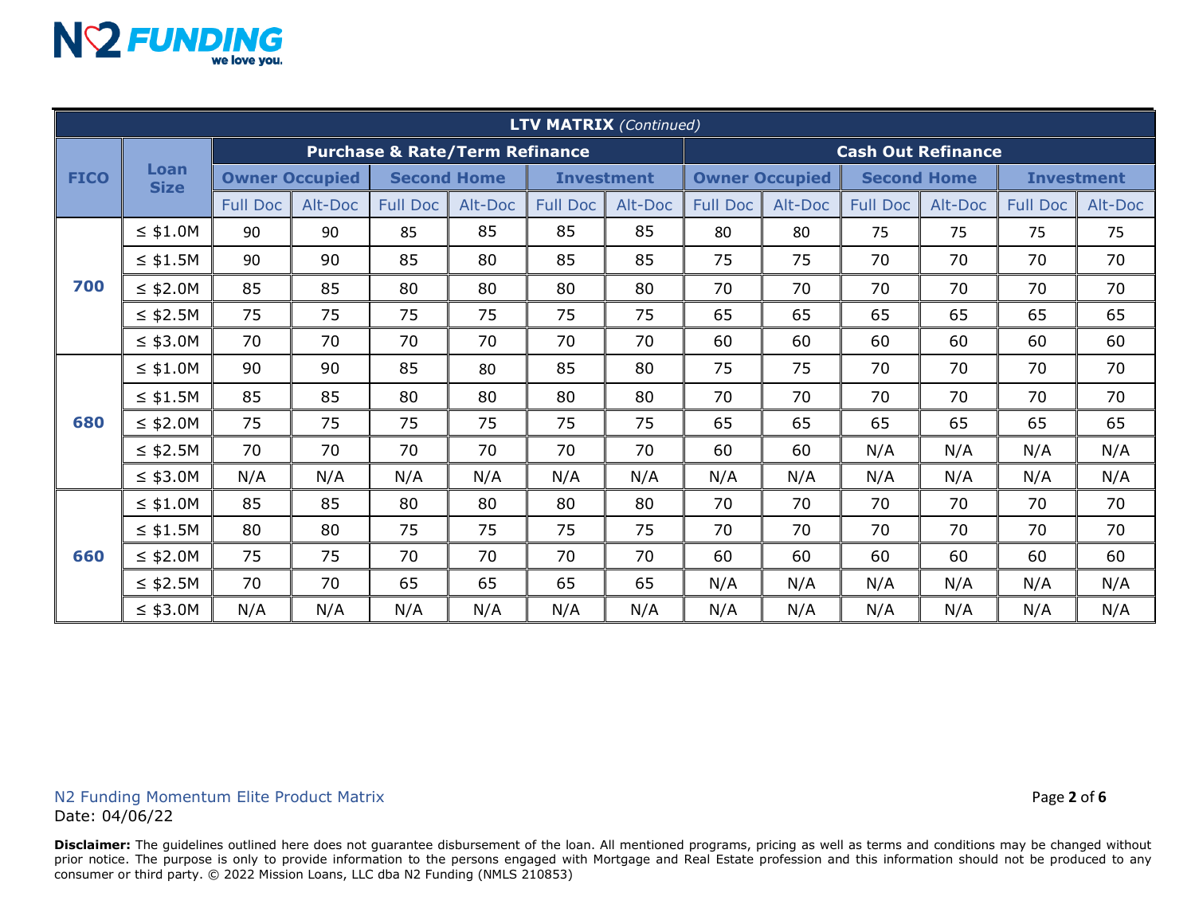| LTV MATRIX *(Continued)* | | | | | | | | | | | | | |
|---|---|---|---|---|---|---|---|---|---|---|---|---|---|
| **FICO** | **Loan Size** | **Purchase & Rate/Term Refinance** | | | | | | **Cash Out Refinance** | | | | | |
| | | **Owner Occupied** | | **Second Home** | | **Investment** | | **Owner Occupied** | | **Second Home** | | **Investment** | |
| | | Full Doc | Alt-Doc | Full Doc | Alt-Doc | Full Doc | Alt-Doc | Full Doc | Alt-Doc | Full Doc | Alt-Doc | Full Doc | Alt-Doc |
| **700** | ≤ $1.0M | 90 | 90 | 85 | 85 | 85 | 85 | 80 | 80 | 75 | 75 | 75 | 75 |
| | ≤ $1.5M | 90 | 90 | 85 | 80 | 85 | 85 | 75 | 75 | 70 | 70 | 70 | 70 |
| | ≤ $2.0M | 85 | 85 | 80 | 80 | 80 | 80 | 70 | 70 | 70 | 70 | 70 | 70 |
| | ≤ $2.5M | 75 | 75 | 75 | 75 | 75 | 75 | 65 | 65 | 65 | 65 | 65 | 65 |
| | ≤ $3.0M | 70 | 70 | 70 | 70 | 70 | 70 | 60 | 60 | 60 | 60 | 60 | 60 |
| **680** | ≤ $1.0M | 90 | 90 | 85 | 80 | 85 | 80 | 75 | 75 | 70 | 70 | 70 | 70 |
| | ≤ $1.5M | 85 | 85 | 80 | 80 | 80 | 80 | 70 | 70 | 70 | 70 | 70 | 70 |
| | ≤ $2.0M | 75 | 75 | 75 | 75 | 75 | 75 | 65 | 65 | 65 | 65 | 65 | 65 |
| | ≤ $2.5M | 70 | 70 | 70 | 70 | 70 | 70 | 60 | 60 | N/A | N/A | N/A | N/A |
| | ≤ $3.0M | N/A | N/A | N/A | N/A | N/A | N/A | N/A | N/A | N/A | N/A | N/A | N/A |
| **660** | ≤ $1.0M | 85 | 85 | 80 | 80 | 80 | 80 | 70 | 70 | 70 | 70 | 70 | 70 |
| | ≤ $1.5M | 80 | 80 | 75 | 75 | 75 | 75 | 70 | 70 | 70 | 70 | 70 | 70 |
| | ≤ $2.0M | 75 | 75 | 70 | 70 | 70 | 70 | 60 | 60 | 60 | 60 | 60 | 60 |
| | ≤ $2.5M | 70 | 70 | 65 | 65 | 65 | 65 | N/A | N/A | N/A | N/A | N/A | N/A |
| | ≤ $3.0M | N/A | N/A | N/A | N/A | N/A | N/A | N/A | N/A | N/A | N/A | N/A | N/A |

N2 Funding Momentum Elite Product Matrix
Date: 04/06/22

**Disclaimer:** The guidelines outlined here does not guarantee disbursement of the loan. All mentioned programs, pricing as well as terms and conditions may be changed without prior notice. The purpose is only to provide information to the persons engaged with Mortgage and Real Estate profession and this information should not be produced to any consumer or third party. © 2022 Mission Loans, LLC dba N2 Funding (NMLS 210853)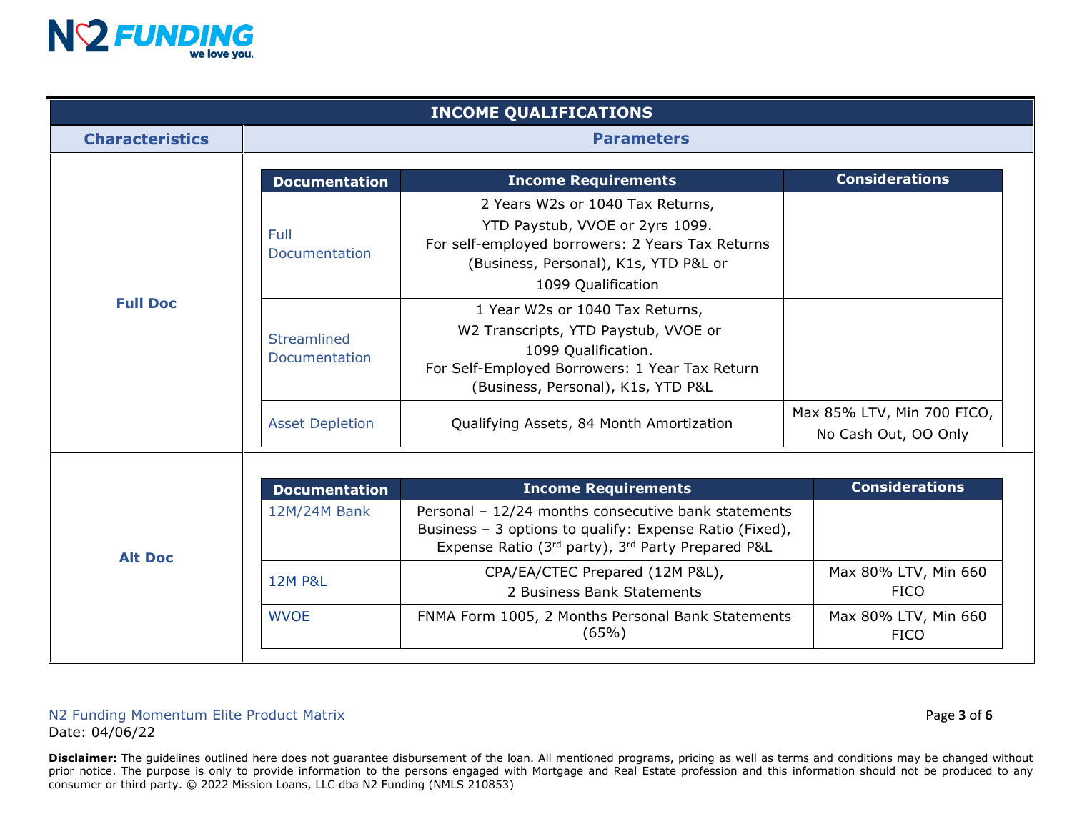## INCOME QUALIFICATIONS

| Characteristics | Parameters | | |
|---|---|---|---|
| | **Documentation** | **Income Requirements** | **Considerations** |
| **Full Doc** | Full Documentation | 2 Years W2s or 1040 Tax Returns, YTD Paystub, VVOE or 2yrs 1099. For self-employed borrowers: 2 Years Tax Returns (Business, Personal), K1s, YTD P&L or 1099 Qualification | |
| | Streamlined Documentation | 1 Year W2s or 1040 Tax Returns, W2 Transcripts, YTD Paystub, VVOE or 1099 Qualification. For Self-Employed Borrowers: 1 Year Tax Return (Business, Personal), K1s, YTD P&L | |
| | Asset Depletion | Qualifying Assets, 84 Month Amortization | Max 85% LTV, Min 700 FICO, No Cash Out, OO Only |
| | **Documentation** | **Income Requirements** | **Considerations** |
| **Alt Doc** | 12M/24M Bank | Personal – 12/24 months consecutive bank statements Business – 3 options to qualify: Expense Ratio (Fixed), Expense Ratio (3rd party), 3rd Party Prepared P&L | |
| | 12M P&L | CPA/EA/CTEC Prepared (12M P&L), 2 Business Bank Statements | Max 80% LTV, Min 660 FICO |
| | WVOE | FNMA Form 1005, 2 Months Personal Bank Statements (65%) | Max 80% LTV, Min 660 FICO |

N2 Funding Momentum Elite Product Matrix
Date: 04/06/22

**Disclaimer:** The guidelines outlined here does not guarantee disbursement of the loan. All mentioned programs, pricing as well as terms and conditions may be changed without prior notice. The purpose is only to provide information to the persons engaged with Mortgage and Real Estate profession and this information should not be produced to any consumer or third party. © 2022 Mission Loans, LLC dba N2 Funding (NMLS 210853)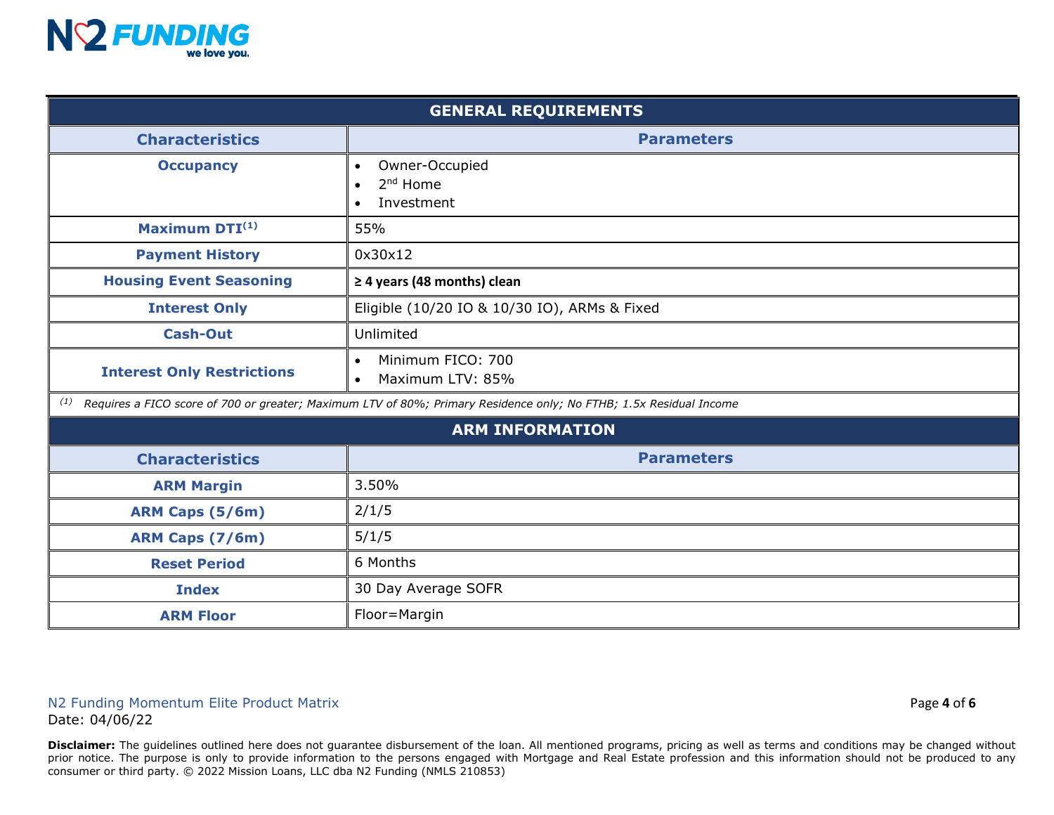**N2 FUNDING** we love you.

| GENERAL REQUIREMENTS | |
|---|---|
| **Characteristics** | **Parameters** |
| **Occupancy** | • Owner-Occupied<br>• 2nd Home<br>• Investment |
| **Maximum DTI[1]** | 55% |
| **Payment History** | 0x30x12 |
| **Housing Event Seasoning** | **≥ 4 years (48 months) clean** |
| **Interest Only** | Eligible (10/20 IO & 10/30 IO), ARMs & Fixed |
| **Cash-Out** | Unlimited |
| **Interest Only Restrictions** | • Minimum FICO: 700<br>• Maximum LTV: 85% |

*[1] Requires a FICO score of 700 or greater; Maximum LTV of 80%; Primary Residence only; No FTHB; 1.5x Residual Income*

| ARM INFORMATION | |
|---|---|
| **Characteristics** | **Parameters** |
| **ARM Margin** | 3.50% |
| **ARM Caps (5/6m)** | 2/1/5 |
| **ARM Caps (7/6m)** | 5/1/5 |
| **Reset Period** | 6 Months |
| **Index** | 30 Day Average SOFR |
| **ARM Floor** | Floor=Margin |

N2 Funding Momentum Elite Product Matrix
Date: 04/06/22

**Disclaimer:** The guidelines outlined here does not guarantee disbursement of the loan. All mentioned programs, pricing as well as terms and conditions may be changed without prior notice. The purpose is only to provide information to the persons engaged with Mortgage and Real Estate profession and this information should not be produced to any consumer or third party. © 2022 Mission Loans, LLC dba N2 Funding (NMLS 210853)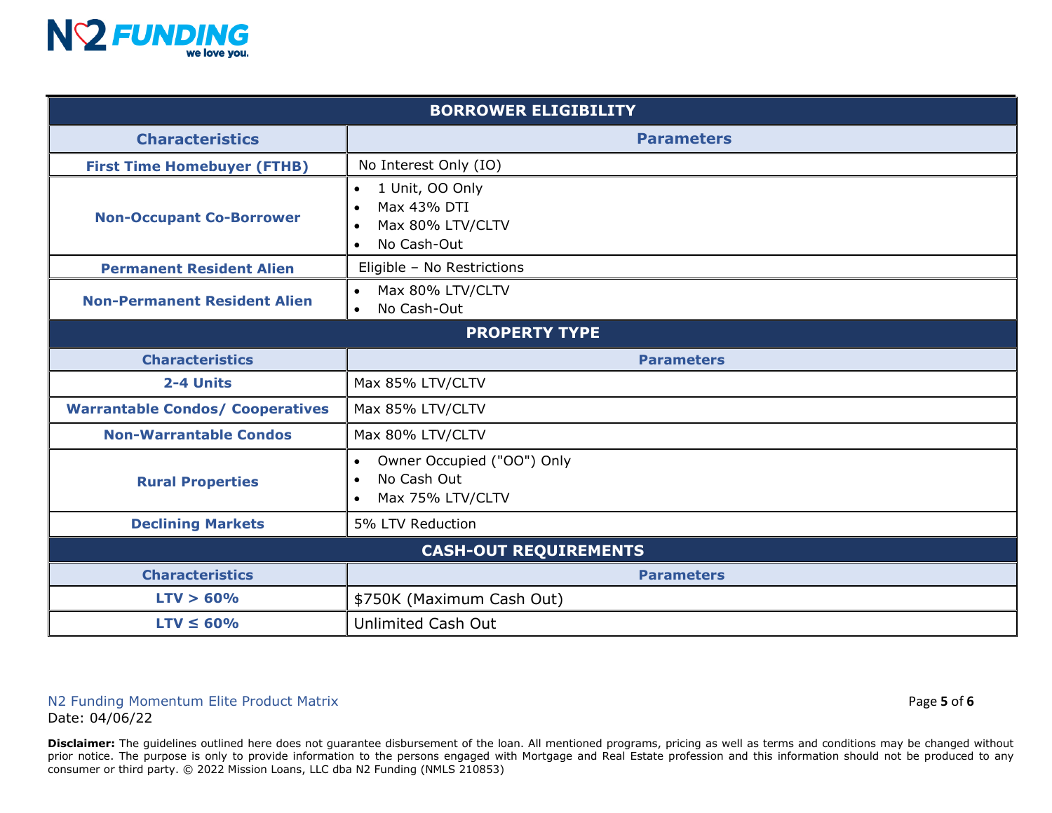| BORROWER ELIGIBILITY | |
|---|---|
| **Characteristics** | **Parameters** |
| **First Time Homebuyer (FTHB)** | No Interest Only (IO) |
| **Non-Occupant Co-Borrower** | • 1 Unit, OO Only<br>• Max 43% DTI<br>• Max 80% LTV/CLTV<br>• No Cash-Out |
| **Permanent Resident Alien** | Eligible – No Restrictions |
| **Non-Permanent Resident Alien** | • Max 80% LTV/CLTV<br>• No Cash-Out |

| PROPERTY TYPE | |
|---|---|
| **Characteristics** | **Parameters** |
| **2-4 Units** | Max 85% LTV/CLTV |
| **Warrantable Condos/ Cooperatives** | Max 85% LTV/CLTV |
| **Non-Warrantable Condos** | Max 80% LTV/CLTV |
| **Rural Properties** | • Owner Occupied ("OO") Only<br>• No Cash Out<br>• Max 75% LTV/CLTV |
| **Declining Markets** | 5% LTV Reduction |

| CASH-OUT REQUIREMENTS | |
|---|---|
| **Characteristics** | **Parameters** |
| **LTV > 60%** | $750K (Maximum Cash Out) |
| **LTV ≤ 60%** | Unlimited Cash Out |

N2 Funding Momentum Elite Product Matrix
Date: 04/06/22

**Disclaimer:** The guidelines outlined here does not guarantee disbursement of the loan. All mentioned programs, pricing as well as terms and conditions may be changed without prior notice. The purpose is only to provide information to the persons engaged with Mortgage and Real Estate profession and this information should not be produced to any consumer or third party. © 2022 Mission Loans, LLC dba N2 Funding (NMLS 210853)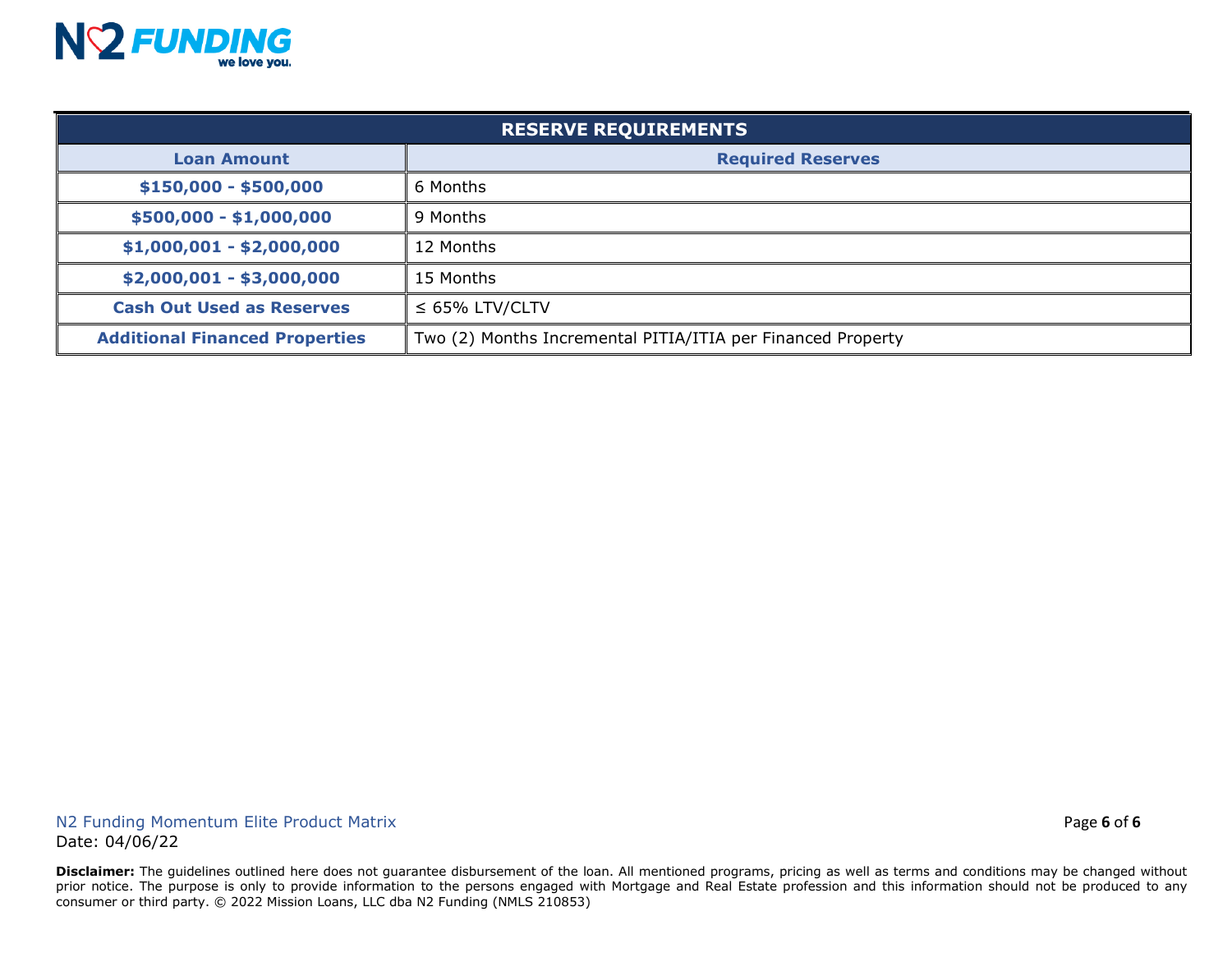| RESERVE REQUIREMENTS | |
|---|---|
| **Loan Amount** | **Required Reserves** |
| **$150,000 - $500,000** | 6 Months |
| **$500,000 - $1,000,000** | 9 Months |
| **$1,000,001 - $2,000,000** | 12 Months |
| **$2,000,001 - $3,000,000** | 15 Months |
| **Cash Out Used as Reserves** | ≤ 65% LTV/CLTV |
| **Additional Financed Properties** | Two (2) Months Incremental PITIA/ITIA per Financed Property |

N2 Funding Momentum Elite Product Matrix
Date: 04/06/22

**Disclaimer:** The guidelines outlined here does not guarantee disbursement of the loan. All mentioned programs, pricing as well as terms and conditions may be changed without prior notice. The purpose is only to provide information to the persons engaged with Mortgage and Real Estate profession and this information should not be produced to any consumer or third party. © 2022 Mission Loans, LLC dba N2 Funding (NMLS 210853)